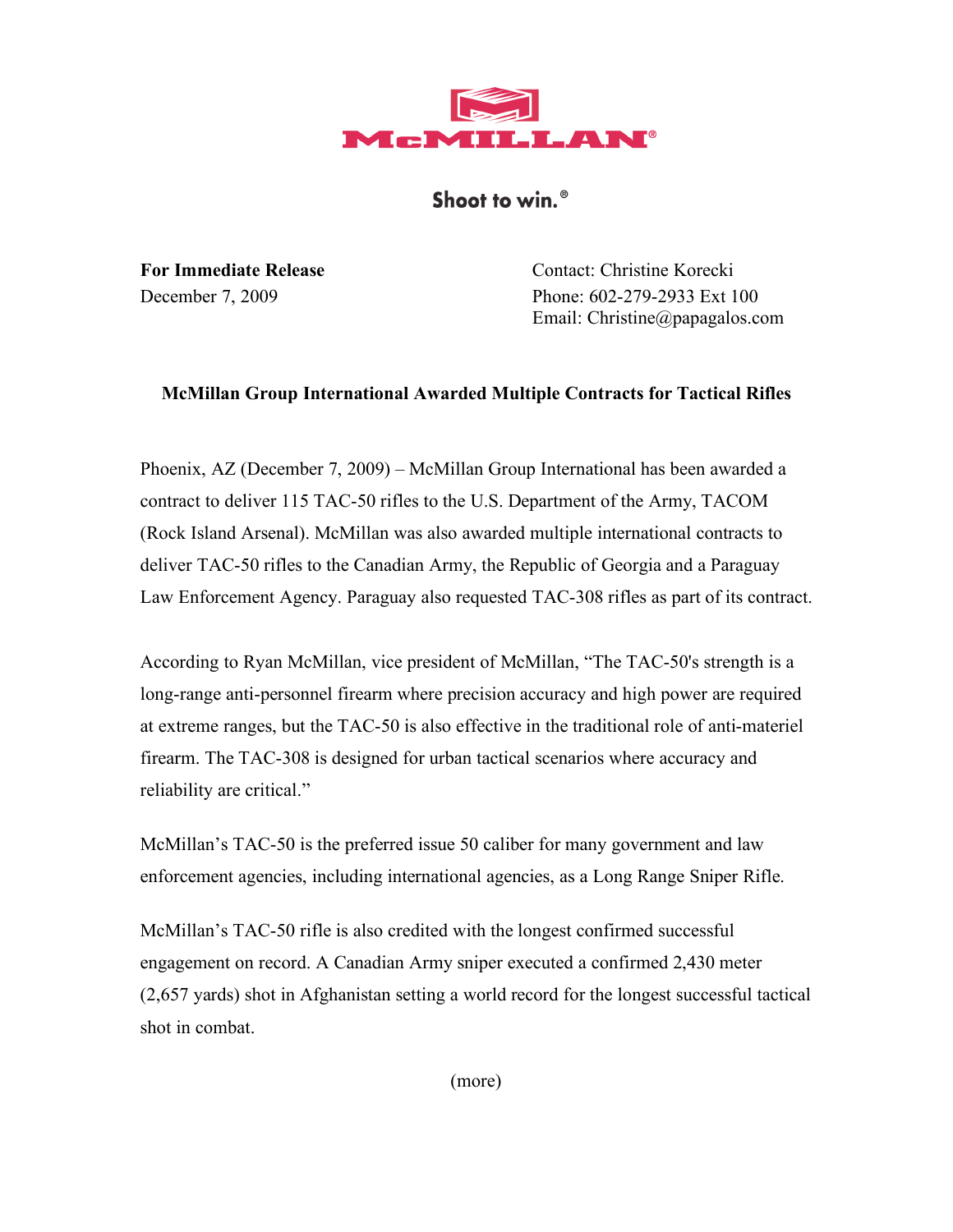# McMILLAN®

**Shoot to win.®**

**For Immediate Release**
December 7, 2009

Contact: Christine Korecki
Phone: 602-279-2933 Ext 100
Email: Christine@papagalos.com

## McMillan Group International Awarded Multiple Contracts for Tactical Rifles

Phoenix, AZ (December 7, 2009) – McMillan Group International has been awarded a contract to deliver 115 TAC-50 rifles to the U.S. Department of the Army, TACOM (Rock Island Arsenal). McMillan was also awarded multiple international contracts to deliver TAC-50 rifles to the Canadian Army, the Republic of Georgia and a Paraguay Law Enforcement Agency. Paraguay also requested TAC-308 rifles as part of its contract.

According to Ryan McMillan, vice president of McMillan, "The TAC-50's strength is a long-range anti-personnel firearm where precision accuracy and high power are required at extreme ranges, but the TAC-50 is also effective in the traditional role of anti-materiel firearm. The TAC-308 is designed for urban tactical scenarios where accuracy and reliability are critical."

McMillan's TAC-50 is the preferred issue 50 caliber for many government and law enforcement agencies, including international agencies, as a Long Range Sniper Rifle.

McMillan's TAC-50 rifle is also credited with the longest confirmed successful engagement on record. A Canadian Army sniper executed a confirmed 2,430 meter (2,657 yards) shot in Afghanistan setting a world record for the longest successful tactical shot in combat.

(more)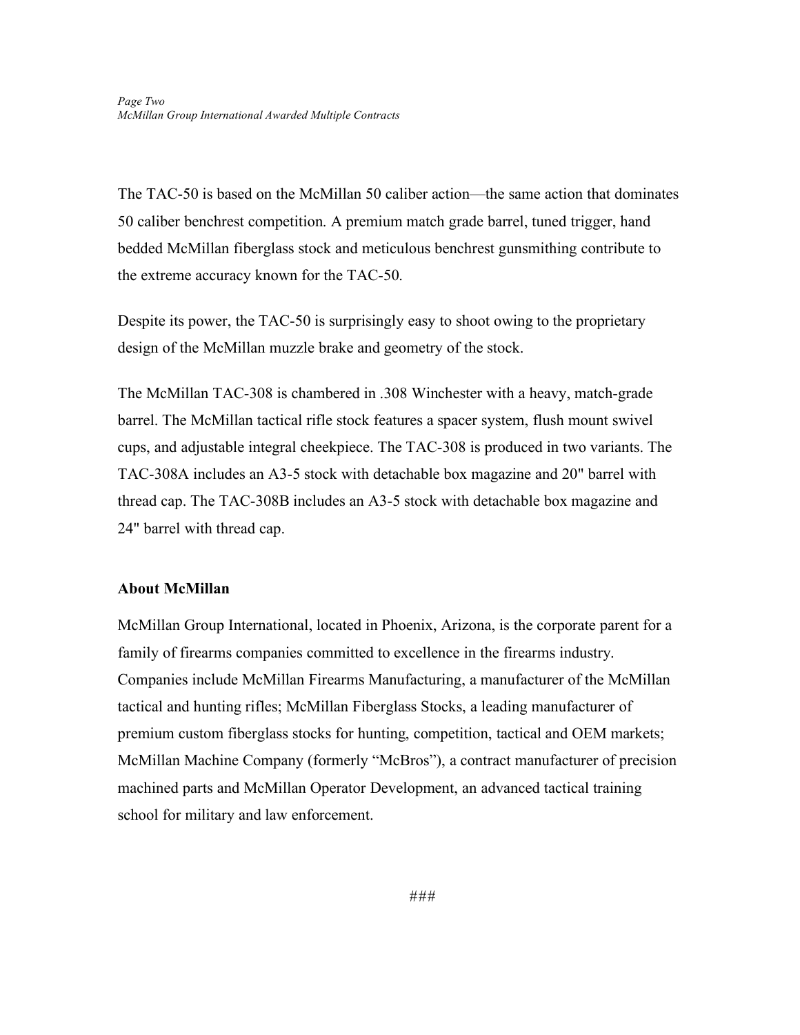The TAC-50 is based on the McMillan 50 caliber action—the same action that dominates 50 caliber benchrest competition. A premium match grade barrel, tuned trigger, hand bedded McMillan fiberglass stock and meticulous benchrest gunsmithing contribute to the extreme accuracy known for the TAC-50.

Despite its power, the TAC-50 is surprisingly easy to shoot owing to the proprietary design of the McMillan muzzle brake and geometry of the stock.

The McMillan TAC-308 is chambered in .308 Winchester with a heavy, match-grade barrel. The McMillan tactical rifle stock features a spacer system, flush mount swivel cups, and adjustable integral cheekpiece. The TAC-308 is produced in two variants. The TAC-308A includes an A3-5 stock with detachable box magazine and 20" barrel with thread cap. The TAC-308B includes an A3-5 stock with detachable box magazine and 24" barrel with thread cap.

## About McMillan

McMillan Group International, located in Phoenix, Arizona, is the corporate parent for a family of firearms companies committed to excellence in the firearms industry. Companies include McMillan Firearms Manufacturing, a manufacturer of the McMillan tactical and hunting rifles; McMillan Fiberglass Stocks, a leading manufacturer of premium custom fiberglass stocks for hunting, competition, tactical and OEM markets; McMillan Machine Company (formerly "McBros"), a contract manufacturer of precision machined parts and McMillan Operator Development, an advanced tactical training school for military and law enforcement.

###